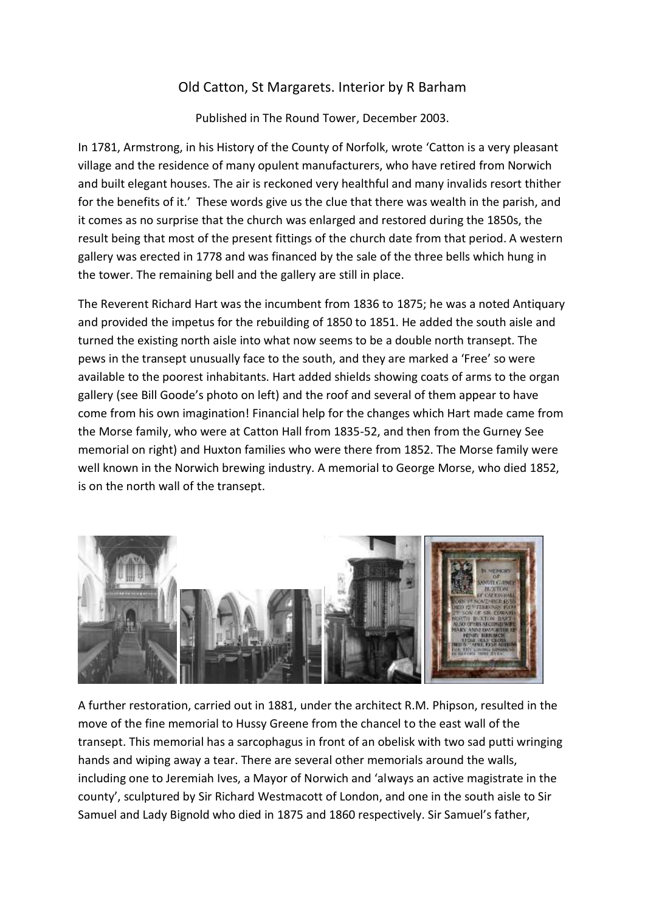# Old Catton, St Margarets. Interior by R Barham

Published in The Round Tower, December 2003.

In 1781, Armstrong, in his History of the County of Norfolk, wrote 'Catton is a very pleasant village and the residence of many opulent manufacturers, who have retired from Norwich and built elegant houses. The air is reckoned very healthful and many invalids resort thither for the benefits of it.' These words give us the clue that there was wealth in the parish, and it comes as no surprise that the church was enlarged and restored during the 1850s, the result being that most of the present fittings of the church date from that period. A western gallery was erected in 1778 and was financed by the sale of the three bells which hung in the tower. The remaining bell and the gallery are still in place.

The Reverent Richard Hart was the incumbent from 1836 to 1875; he was a noted Antiquary and provided the impetus for the rebuilding of 1850 to 1851. He added the south aisle and turned the existing north aisle into what now seems to be a double north transept. The pews in the transept unusually face to the south, and they are marked a 'Free' so were available to the poorest inhabitants. Hart added shields showing coats of arms to the organ gallery (see Bill Goode's photo on left) and the roof and several of them appear to have come from his own imagination! Financial help for the changes which Hart made came from the Morse family, who were at Catton Hall from 1835-52, and then from the Gurney See memorial on right) and Huxton families who were there from 1852. The Morse family were well known in the Norwich brewing industry. A memorial to George Morse, who died 1852, is on the north wall of the transept.

A further restoration, carried out in 1881, under the architect R.M. Phipson, resulted in the move of the fine memorial to Hussy Greene from the chancel to the east wall of the transept. This memorial has a sarcophagus in front of an obelisk with two sad putti wringing hands and wiping away a tear. There are several other memorials around the walls, including one to Jeremiah Ives, a Mayor of Norwich and 'always an active magistrate in the county', sculptured by Sir Richard Westmacott of London, and one in the south aisle to Sir Samuel and Lady Bignold who died in 1875 and 1860 respectively. Sir Samuel's father,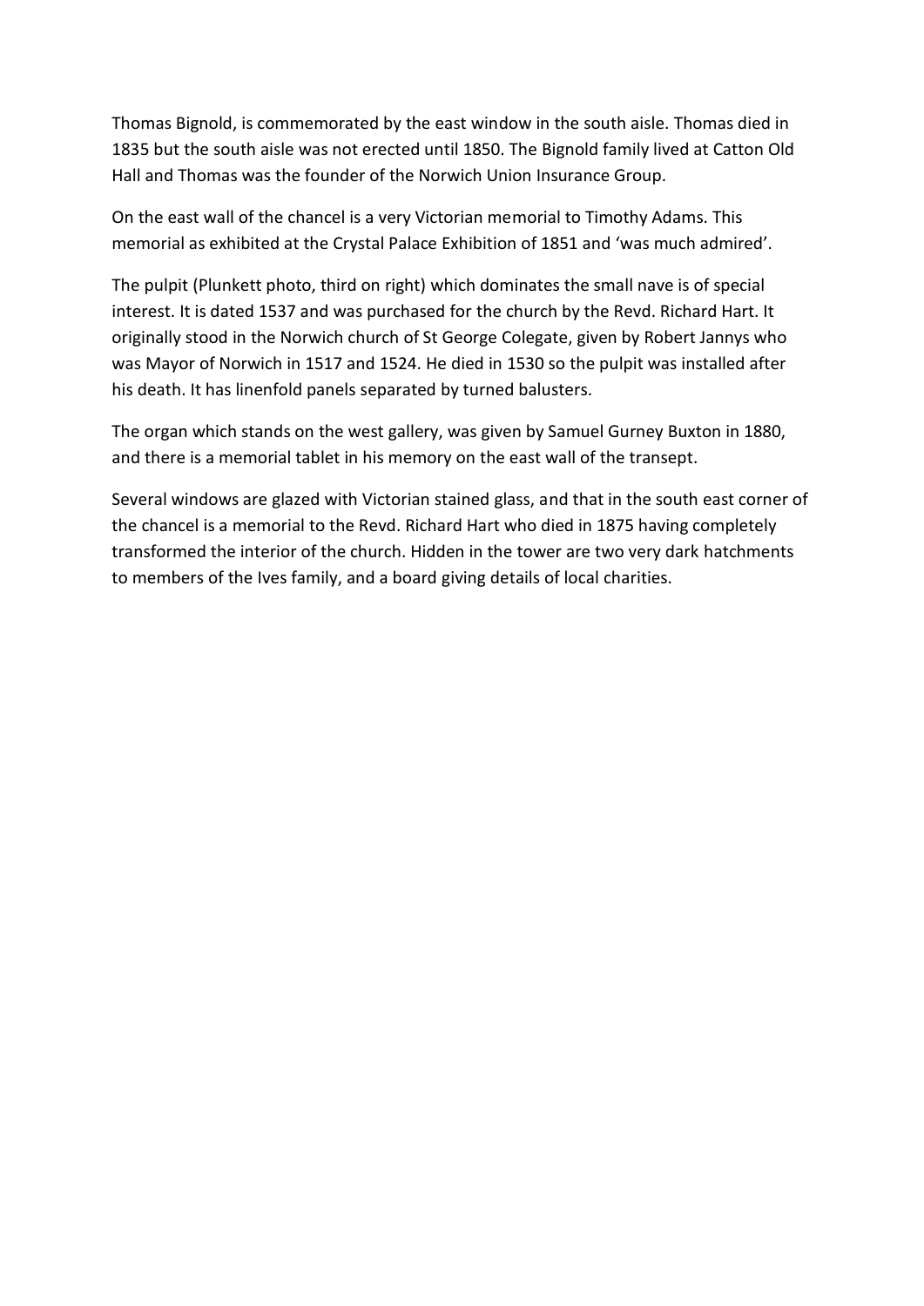Thomas Bignold, is commemorated by the east window in the south aisle. Thomas died in 1835 but the south aisle was not erected until 1850. The Bignold family lived at Catton Old Hall and Thomas was the founder of the Norwich Union Insurance Group.

On the east wall of the chancel is a very Victorian memorial to Timothy Adams. This memorial as exhibited at the Crystal Palace Exhibition of 1851 and 'was much admired'.

The pulpit (Plunkett photo, third on right) which dominates the small nave is of special interest. It is dated 1537 and was purchased for the church by the Revd. Richard Hart. It originally stood in the Norwich church of St George Colegate, given by Robert Jannys who was Mayor of Norwich in 1517 and 1524. He died in 1530 so the pulpit was installed after his death. It has linenfold panels separated by turned balusters.

The organ which stands on the west gallery, was given by Samuel Gurney Buxton in 1880, and there is a memorial tablet in his memory on the east wall of the transept.

Several windows are glazed with Victorian stained glass, and that in the south east corner of the chancel is a memorial to the Revd. Richard Hart who died in 1875 having completely transformed the interior of the church. Hidden in the tower are two very dark hatchments to members of the Ives family, and a board giving details of local charities.